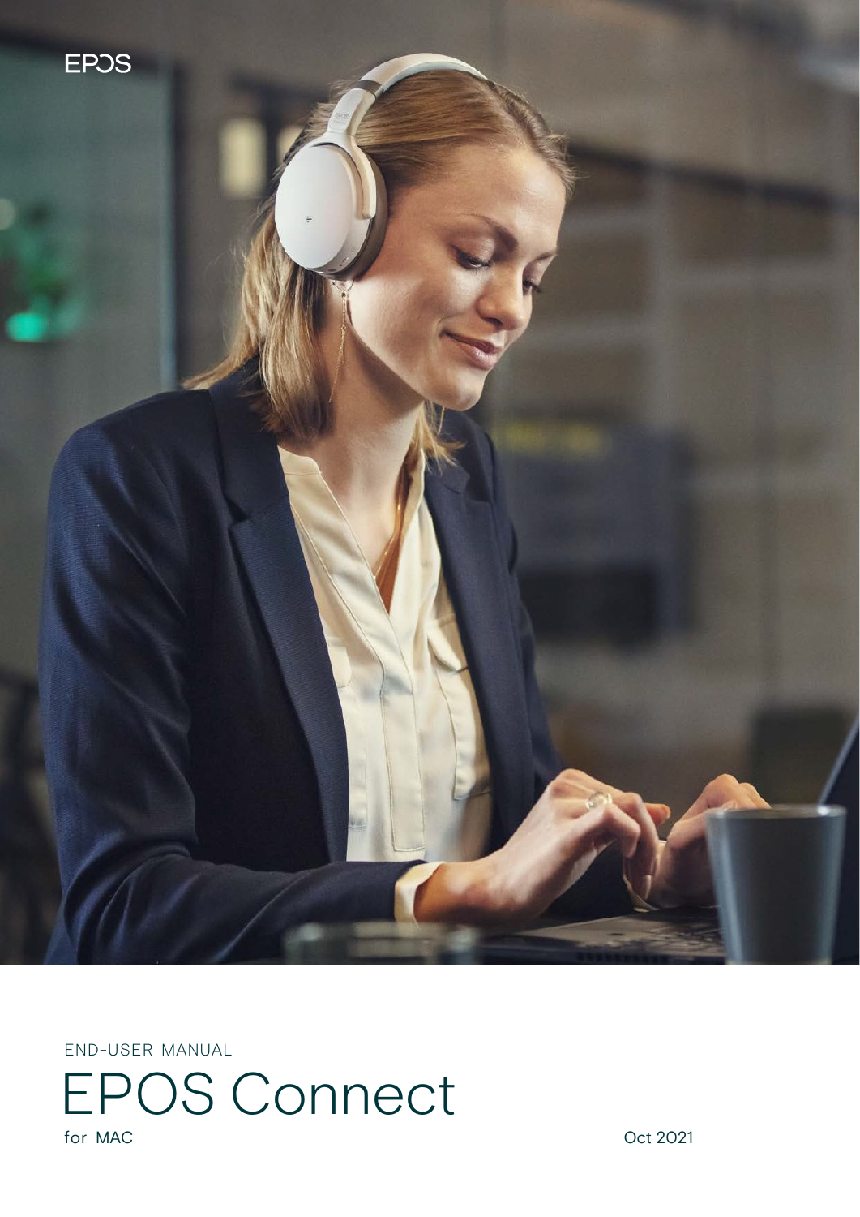EPOS

END-USER MANUAL

# EPOS Connect

for MAC

Oct 2021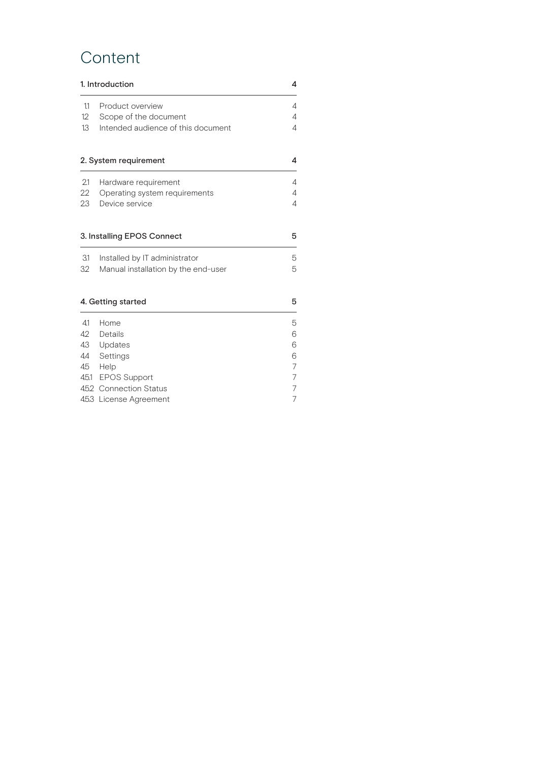# Content

| 1. Introduction | | 4 |
|---|---|---|
| 1.1 | Product overview | 4 |
| 1.2 | Scope of the document | 4 |
| 1.3 | Intended audience of this document | 4 |

| 2. System requirement | | 4 |
|---|---|---|
| 2.1 | Hardware requirement | 4 |
| 2.2 | Operating system requirements | 4 |
| 2.3 | Device service | 4 |

| 3. Installing EPOS Connect | | 5 |
|---|---|---|
| 3.1 | Installed by IT administrator | 5 |
| 3.2 | Manual installation by the end-user | 5 |

| 4. Getting started | | 5 |
|---|---|---|
| 4.1 | Home | 5 |
| 4.2 | Details | 6 |
| 4.3 | Updates | 6 |
| 4.4 | Settings | 6 |
| 4.5 | Help | 7 |
| 4.5.1 | EPOS Support | 7 |
| 4.5.2 | Connection Status | 7 |
| 4.5.3 | License Agreement | 7 |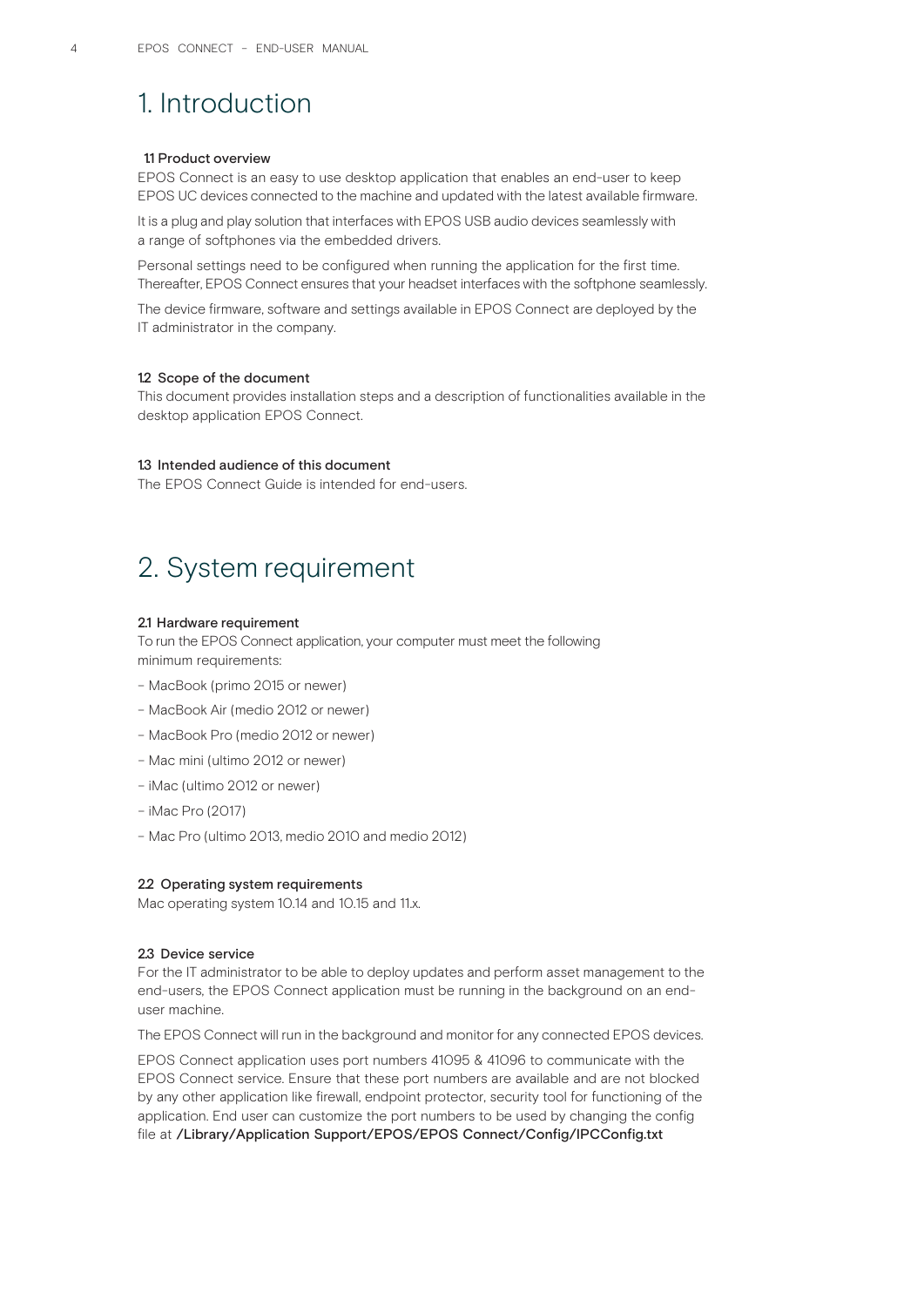# 1. Introduction

### 1.1 Product overview

EPOS Connect is an easy to use desktop application that enables an end-user to keep EPOS UC devices connected to the machine and updated with the latest available firmware.

It is a plug and play solution that interfaces with EPOS USB audio devices seamlessly with a range of softphones via the embedded drivers.

Personal settings need to be configured when running the application for the first time. Thereafter, EPOS Connect ensures that your headset interfaces with the softphone seamlessly.

The device firmware, software and settings available in EPOS Connect are deployed by the IT administrator in the company.

### 1.2 Scope of the document

This document provides installation steps and a description of functionalities available in the desktop application EPOS Connect.

### 1.3 Intended audience of this document

The EPOS Connect Guide is intended for end-users.

# 2. System requirement

### 2.1 Hardware requirement

To run the EPOS Connect application, your computer must meet the following minimum requirements:

- MacBook (primo 2015 or newer)
- MacBook Air (medio 2012 or newer)
- MacBook Pro (medio 2012 or newer)
- Mac mini (ultimo 2012 or newer)
- iMac (ultimo 2012 or newer)
- iMac Pro (2017)
- Mac Pro (ultimo 2013, medio 2010 and medio 2012)

### 2.2 Operating system requirements

Mac operating system 10.14 and 10.15 and 11.x.

### 2.3 Device service

For the IT administrator to be able to deploy updates and perform asset management to the end-users, the EPOS Connect application must be running in the background on an end-user machine.

The EPOS Connect will run in the background and monitor for any connected EPOS devices.

EPOS Connect application uses port numbers 41095 & 41096 to communicate with the EPOS Connect service. Ensure that these port numbers are available and are not blocked by any other application like firewall, endpoint protector, security tool for functioning of the application. End user can customize the port numbers to be used by changing the config file at **/Library/Application Support/EPOS/EPOS Connect/Config/IPCConfig.txt**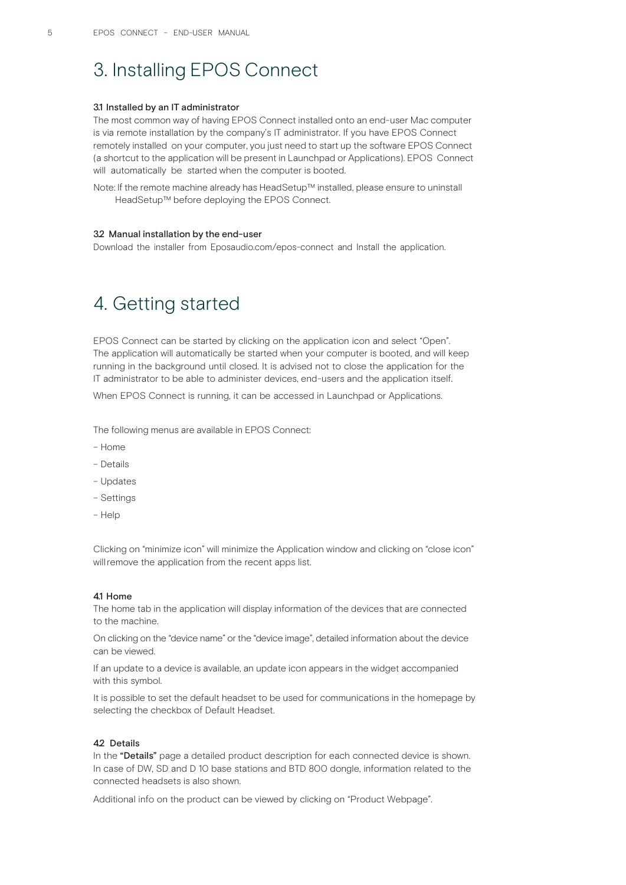# 3. Installing EPOS Connect

### 3.1 Installed by an IT administrator

The most common way of having EPOS Connect installed onto an end-user Mac computer is via remote installation by the company's IT administrator. If you have EPOS Connect remotely installed on your computer, you just need to start up the software EPOS Connect (a shortcut to the application will be present in Launchpad or Applications). EPOS Connect will automatically be started when the computer is booted.

Note: If the remote machine already has HeadSetup™ installed, please ensure to uninstall HeadSetup™ before deploying the EPOS Connect.

### 3.2 Manual installation by the end-user

Download the installer from Eposaudio.com/epos-connect and Install the application.

# 4. Getting started

EPOS Connect can be started by clicking on the application icon and select "Open". The application will automatically be started when your computer is booted, and will keep running in the background until closed. It is advised not to close the application for the IT administrator to be able to administer devices, end-users and the application itself.

When EPOS Connect is running, it can be accessed in Launchpad or Applications.

The following menus are available in EPOS Connect:

- Home
- Details
- Updates
- Settings
- Help

Clicking on "minimize icon" will minimize the Application window and clicking on "close icon" will remove the application from the recent apps list.

### 4.1 Home

The home tab in the application will display information of the devices that are connected to the machine.

On clicking on the "device name" or the "device image", detailed information about the device can be viewed.

If an update to a device is available, an update icon appears in the widget accompanied with this symbol.

It is possible to set the default headset to be used for communications in the homepage by selecting the checkbox of Default Headset.

### 4.2 Details

In the **"Details"** page a detailed product description for each connected device is shown. In case of DW, SD and D 10 base stations and BTD 800 dongle, information related to the connected headsets is also shown.

Additional info on the product can be viewed by clicking on "Product Webpage".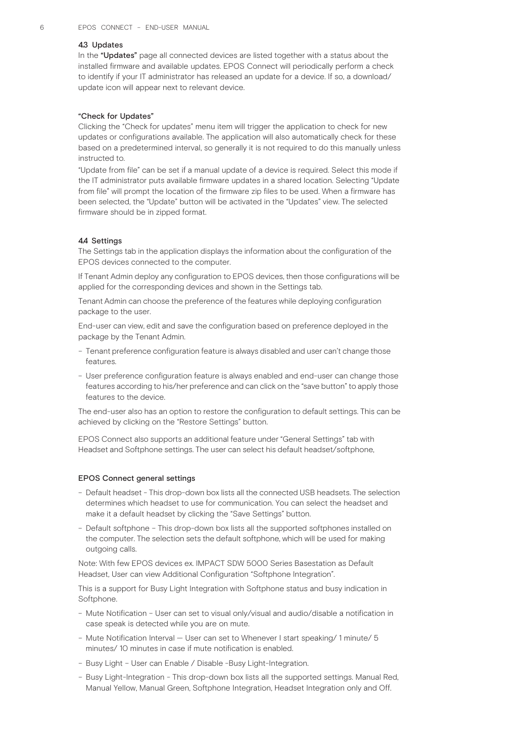### 4.3 Updates

In the **"Updates"** page all connected devices are listed together with a status about the installed firmware and available updates. EPOS Connect will periodically perform a check to identify if your IT administrator has released an update for a device. If so, a download/ update icon will appear next to relevant device.

#### "Check for Updates"

Clicking the "Check for updates" menu item will trigger the application to check for new updates or configurations available. The application will also automatically check for these based on a predetermined interval, so generally it is not required to do this manually unless instructed to.

"Update from file" can be set if a manual update of a device is required. Select this mode if the IT administrator puts available firmware updates in a shared location. Selecting "Update from file" will prompt the location of the firmware zip files to be used. When a firmware has been selected, the "Update" button will be activated in the "Updates" view. The selected firmware should be in zipped format.

### 4.4 Settings

The Settings tab in the application displays the information about the configuration of the EPOS devices connected to the computer.

If Tenant Admin deploy any configuration to EPOS devices, then those configurations will be applied for the corresponding devices and shown in the Settings tab.

Tenant Admin can choose the preference of the features while deploying configuration package to the user.

End-user can view, edit and save the configuration based on preference deployed in the package by the Tenant Admin.

- Tenant preference configuration feature is always disabled and user can't change those features.
- User preference configuration feature is always enabled and end-user can change those features according to his/her preference and can click on the "save button" to apply those features to the device.

The end-user also has an option to restore the configuration to default settings. This can be achieved by clicking on the "Restore Settings" button.

EPOS Connect also supports an additional feature under "General Settings" tab with Headset and Softphone settings. The user can select his default headset/softphone,

#### EPOS Connect general settings

- Default headset - This drop-down box lists all the connected USB headsets. The selection determines which headset to use for communication. You can select the headset and make it a default headset by clicking the "Save Settings" button.
- Default softphone – This drop-down box lists all the supported softphones installed on the computer. The selection sets the default softphone, which will be used for making outgoing calls.

Note: With few EPOS devices ex. IMPACT SDW 5000 Series Basestation as Default Headset, User can view Additional Configuration "Softphone Integration".

This is a support for Busy Light Integration with Softphone status and busy indication in Softphone.

- Mute Notification - User can set to visual only/visual and audio/disable a notification in case speak is detected while you are on mute.
- Mute Notification Interval — User can set to Whenever I start speaking/ 1 minute/ 5 minutes/ 10 minutes in case if mute notification is enabled.
- Busy Light – User can Enable / Disable -Busy Light-Integration.
- Busy Light-Integration - This drop-down box lists all the supported settings. Manual Red, Manual Yellow, Manual Green, Softphone Integration, Headset Integration only and Off.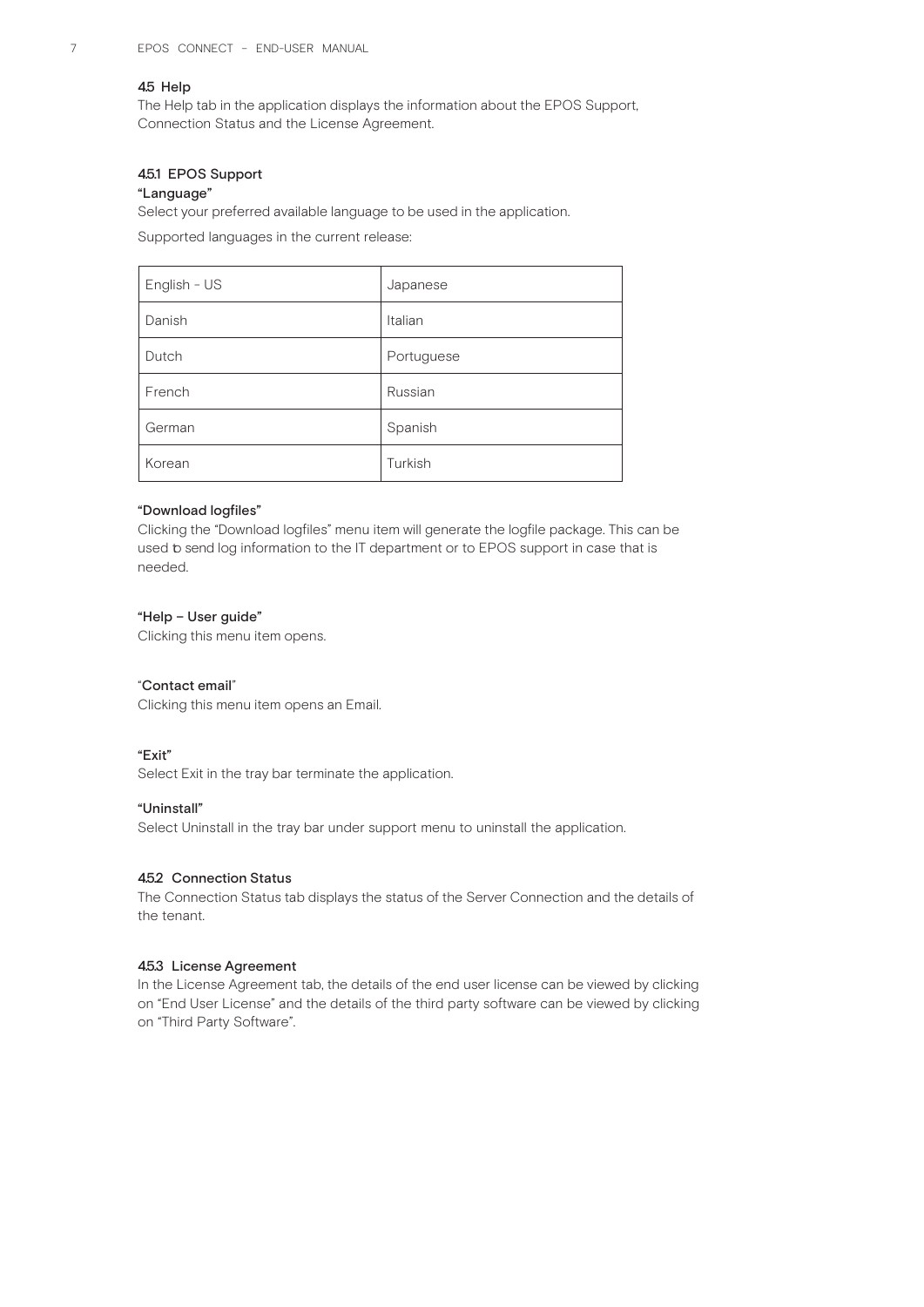## 4.5 Help

The Help tab in the application displays the information about the EPOS Support, Connection Status and the License Agreement.

### 4.5.1 EPOS Support

**"Language"**

Select your preferred available language to be used in the application.

Supported languages in the current release:

| English - US | Japanese |
|---|---|
| Danish | Italian |
| Dutch | Portuguese |
| French | Russian |
| German | Spanish |
| Korean | Turkish |

**"Download logfiles"**

Clicking the "Download logfiles" menu item will generate the logfile package. This can be used to send log information to the IT department or to EPOS support in case that is needed.

**"Help – User guide"**

Clicking this menu item opens.

"**Contact email**"

Clicking this menu item opens an Email.

**"Exit"**

Select Exit in the tray bar terminate the application.

**"Uninstall"**

Select Uninstall in the tray bar under support menu to uninstall the application.

### 4.5.2 Connection Status

The Connection Status tab displays the status of the Server Connection and the details of the tenant.

### 4.5.3 License Agreement

In the License Agreement tab, the details of the end user license can be viewed by clicking on "End User License" and the details of the third party software can be viewed by clicking on "Third Party Software".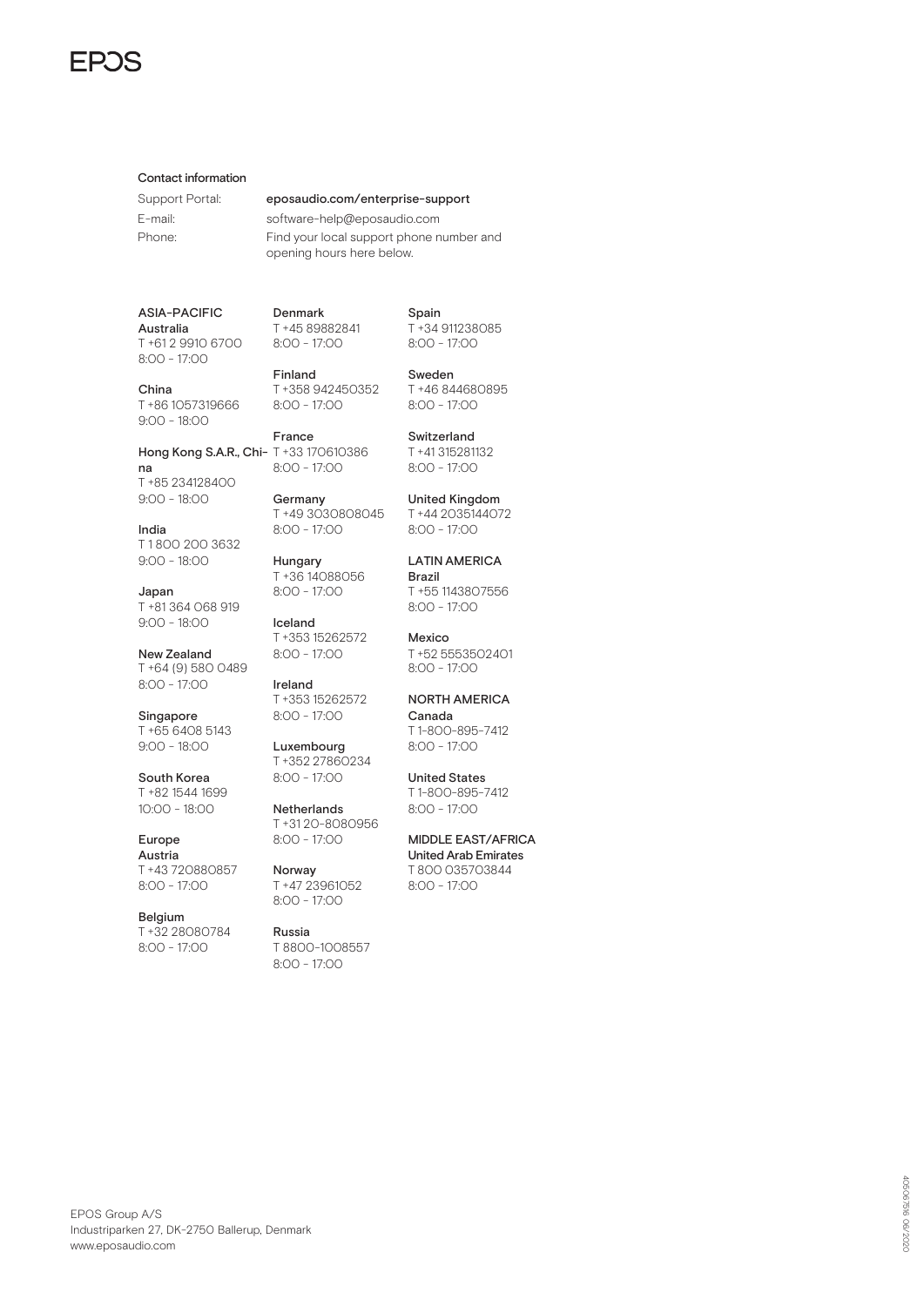EPOS

### Contact information

| | |
|---|---|
| Support Portal: | **eposaudio.com/enterprise-support** |
| E-mail: | software-help@eposaudio.com |
| Phone: | Find your local support phone number and opening hours here below. |

**ASIA-PACIFIC**

**Australia**
T +61 2 9910 6700
8:00 - 17:00

**China**
T +86 1057319666
9:00 - 18:00

**Hong Kong S.A.R., China**
T +85 234128400
9:00 - 18:00

**India**
T 1 800 200 3632
9:00 - 18:00

**Japan**
T +81 364 068 919
9:00 - 18:00

**New Zealand**
T +64 (9) 580 0489
8:00 - 17:00

**Singapore**
T +65 6408 5143
9:00 - 18:00

**South Korea**
T +82 1544 1699
10:00 - 18:00

**Europe**

**Austria**
T +43 720880857
8:00 - 17:00

**Belgium**
T +32 28080784
8:00 - 17:00

**Denmark**
T +45 89882841
8:00 - 17:00

**Finland**
T +358 942450352
8:00 - 17:00

**France**
T +33 170610386
8:00 - 17:00

**Germany**
T +49 3030808045
8:00 - 17:00

**Hungary**
T +36 14088056
8:00 - 17:00

**Iceland**
T +353 15262572
8:00 - 17:00

**Ireland**
T +353 15262572
8:00 - 17:00

**Luxembourg**
T +352 27860234
8:00 - 17:00

**Netherlands**
T +31 20-8080956
8:00 - 17:00

**Norway**
T +47 23961052
8:00 - 17:00

**Russia**
T 8800-1008557
8:00 - 17:00

**Spain**
T +34 911238085
8:00 - 17:00

**Sweden**
T +46 844680895
8:00 - 17:00

**Switzerland**
T +41 315281132
8:00 - 17:00

**United Kingdom**
T +44 2035144072
8:00 - 17:00

**LATIN AMERICA**

**Brazil**
T +55 1143807556
8:00 - 17:00

**Mexico**
T +52 5553502401
8:00 - 17:00

**NORTH AMERICA**

**Canada**
T 1-800-895-7412
8:00 - 17:00

**United States**
T 1-800-895-7412
8:00 - 17:00

**MIDDLE EAST/AFRICA**

**United Arab Emirates**
T 800 035703844
8:00 - 17:00

EPOS Group A/S
Industriparken 27, DK-2750 Ballerup, Denmark
www.eposaudio.com

40506756 06/2020